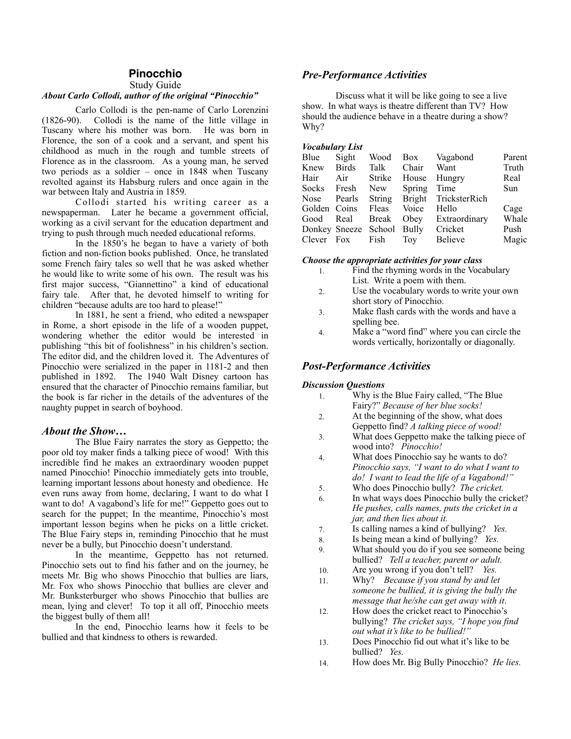# Pinocchio

Study Guide

***About Carlo Collodi, author of the original "Pinocchio"***

Carlo Collodi is the pen-name of Carlo Lorenzini (1826-90). Collodi is the name of the little village in Tuscany where his mother was born. He was born in Florence, the son of a cook and a servant, and spent his childhood as much in the rough and tumble streets of Florence as in the classroom. As a young man, he served two periods as a soldier – once in 1848 when Tuscany revolted against its Habsburg rulers and once again in the war between Italy and Austria in 1859.

Collodi started his writing career as a newspaperman. Later he became a government official, working as a civil servant for the education department and trying to push through much needed educational reforms.

In the 1850's he began to have a variety of both fiction and non-fiction books published. Once, he translated some French fairy tales so well that he was asked whether he would like to write some of his own. The result was his first major success, "Giannettino" a kind of educational fairy tale. After that, he devoted himself to writing for children "because adults are too hard to please!"

In 1881, he sent a friend, who edited a newspaper in Rome, a short episode in the life of a wooden puppet, wondering whether the editor would be interested in publishing "this bit of foolishness" in his children's section. The editor did, and the children loved it. The Adventures of Pinocchio were serialized in the paper in 1181-2 and then published in 1892. The 1940 Walt Disney cartoon has ensured that the character of Pinocchio remains familiar, but the book is far richer in the details of the adventures of the naughty puppet in search of boyhood.

## *About the Show…*

The Blue Fairy narrates the story as Geppetto; the poor old toy maker finds a talking piece of wood! With this incredible find he makes an extraordinary wooden puppet named Pinocchio! Pinocchio immediately gets into trouble, learning important lessons about honesty and obedience. He even runs away from home, declaring, I want to do what I want to do! A vagabond's life for me!" Geppetto goes out to search for the puppet; In the meantime, Pinocchio's most important lesson begins when he picks on a little cricket. The Blue Fairy steps in, reminding Pinocchio that he must never be a bully, but Pinocchio doesn't understand.

In the meantime, Geppetto has not returned. Pinocchio sets out to find his father and on the journey, he meets Mr. Big who shows Pinocchio that bullies are liars, Mr. Fox who shows Pinocchio that bullies are clever and Mr. Bunksterburger who shows Pinocchio that bullies are mean, lying and clever! To top it all off, Pinocchio meets the biggest bully of them all!

In the end, Pinocchio learns how it feels to be bullied and that kindness to others is rewarded.

## *Pre-Performance Activities*

Discuss what it will be like going to see a live show. In ways is theatre different than TV? How should the audience behave in a theatre during a show? Why?

***Vocabulary List***

| | | | | | |
|---|---|---|---|---|---|
| Blue | Sight | Wood | Box | Vagabond | Parent |
| Knew | Birds | Talk | Chair | Want | Truth |
| Hair | Air | Strike | House | Hungry | Real |
| Socks | Fresh | New | Spring | Time | Sun |
| Nose | Pearls | String | Bright | TricksterRich | |
| Golden | Coins | Fleas | Voice | Hello | Cage |
| Good | Real | Break | Obey | Extraordinary | Whale |
| Donkey | Sneeze | School | Bully | Cricket | Push |
| Clever | Fox | Fish | Toy | Believe | Magic |

***Choose the appropriate activities for your class***

1. Find the rhyming words in the Vocabulary List. Write a poem with them.
2. Use the vocabulary words to write your own short story of Pinocchio.
3. Make flash cards with the words and have a spelling bee.
4. Make a "word find" where you can circle the words vertically, horizontally or diagonally.

## *Post-Performance Activities*

***Discussion Questions***

1. Why is the Blue Fairy called, "The Blue Fairy?" *Because of her blue socks!*
2. At the beginning of the show, what does Geppetto find? *A talking piece of wood!*
3. What does Geppetto make the talking piece of wood into? *Pinocchio!*
4. What does Pinocchio say he wants to do? *Pinocchio says, "I want to do what I want to do! I want to lead the life of a Vagabond!"*
5. Who does Pinocchio bully? *The cricket.*
6. In what ways does Pinocchio bully the cricket? *He pushes, calls names, puts the cricket in a jar, and then lies about it.*
7. Is calling names a kind of bullying? *Yes.*
8. Is being mean a kind of bullying? *Yes.*
9. What should you do if you see someone being bullied? *Tell a teacher, parent or adult.*
10. Are you wrong if you don't tell? *Yes.*
11. Why? *Because if you stand by and let someone be bullied, it is giving the bully the message that he/she can get away with it*.
12. How does the cricket react to Pinocchio's bullying? *The cricket says, "I hope you find out what it's like to be bullied!"*
13. Does Pinocchio fid out what it's like to be bullied? *Yes.*
14. How does Mr. Big Bully Pinocchio? *He lies.*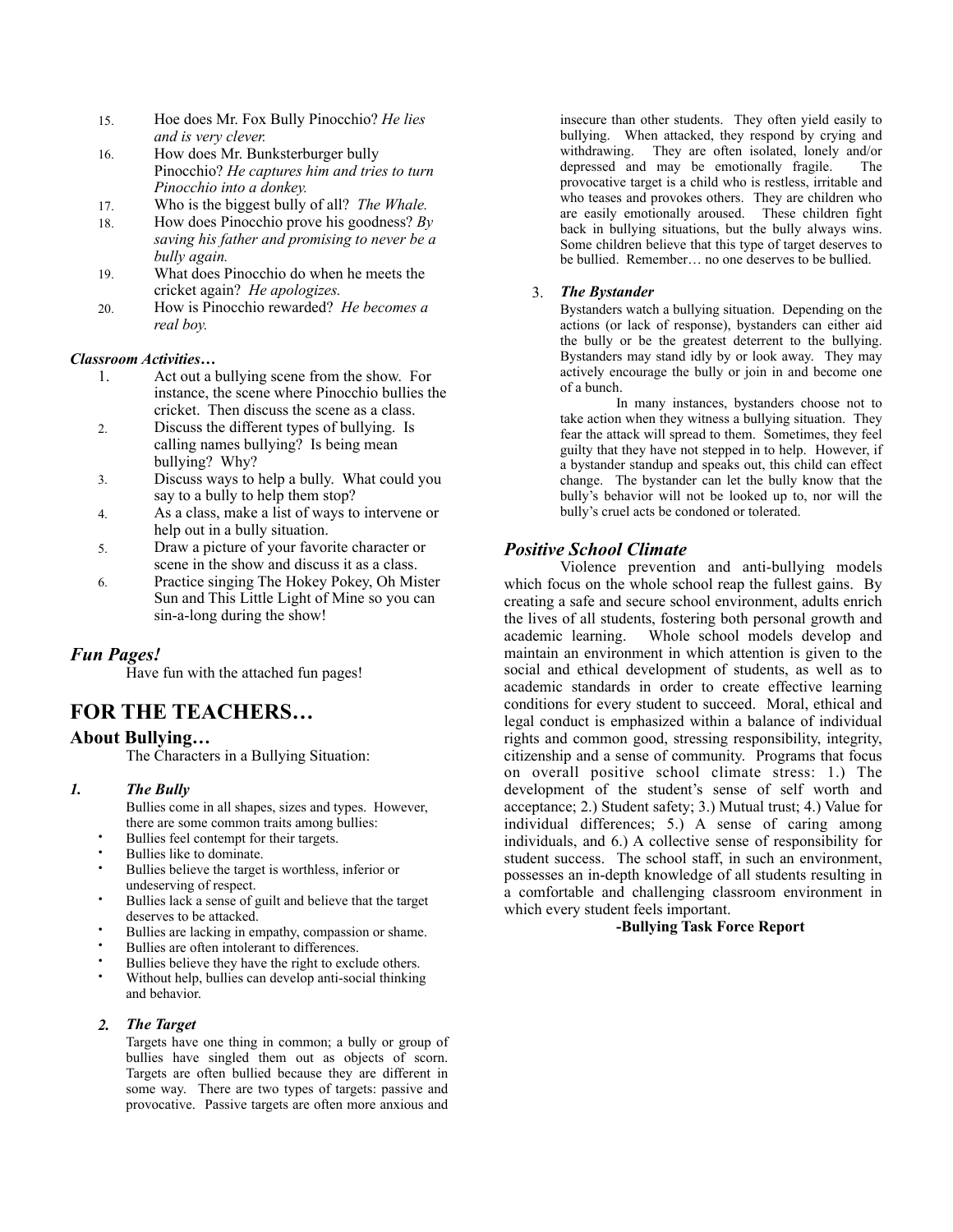15. Hoe does Mr. Fox Bully Pinocchio? *He lies and is very clever.*
16. How does Mr. Bunksterburger bully Pinocchio? *He captures him and tries to turn Pinocchio into a donkey.*
17. Who is the biggest bully of all? *The Whale.*
18. How does Pinocchio prove his goodness? *By saving his father and promising to never be a bully again.*
19. What does Pinocchio do when he meets the cricket again? *He apologizes.*
20. How is Pinocchio rewarded? *He becomes a real boy.*

***Classroom Activities…***

1. Act out a bullying scene from the show. For instance, the scene where Pinocchio bullies the cricket. Then discuss the scene as a class.
2. Discuss the different types of bullying. Is calling names bullying? Is being mean bullying? Why?
3. Discuss ways to help a bully. What could you say to a bully to help them stop?
4. As a class, make a list of ways to intervene or help out in a bully situation.
5. Draw a picture of your favorite character or scene in the show and discuss it as a class.
6. Practice singing The Hokey Pokey, Oh Mister Sun and This Little Light of Mine so you can sin-a-long during the show!

## *Fun Pages!*

Have fun with the attached fun pages!

# FOR THE TEACHERS…

## About Bullying…

The Characters in a Bullying Situation:

### *1. The Bully*

Bullies come in all shapes, sizes and types. However, there are some common traits among bullies:

- Bullies feel contempt for their targets.
- Bullies like to dominate.
- Bullies believe the target is worthless, inferior or undeserving of respect.
- Bullies lack a sense of guilt and believe that the target deserves to be attacked.
- Bullies are lacking in empathy, compassion or shame.
- Bullies are often intolerant to differences.
- Bullies believe they have the right to exclude others.
- Without help, bullies can develop anti-social thinking and behavior.

### *2. The Target*

Targets have one thing in common; a bully or group of bullies have singled them out as objects of scorn. Targets are often bullied because they are different in some way. There are two types of targets: passive and provocative. Passive targets are often more anxious and insecure than other students. They often yield easily to bullying. When attacked, they respond by crying and withdrawing. They are often isolated, lonely and/or depressed and may be emotionally fragile. The provocative target is a child who is restless, irritable and who teases and provokes others. They are children who are easily emotionally aroused. These children fight back in bullying situations, but the bully always wins. Some children believe that this type of target deserves to be bullied. Remember… no one deserves to be bullied.

### *3. The Bystander*

Bystanders watch a bullying situation. Depending on the actions (or lack of response), bystanders can either aid the bully or be the greatest deterrent to the bullying. Bystanders may stand idly by or look away. They may actively encourage the bully or join in and become one of a bunch.

In many instances, bystanders choose not to take action when they witness a bullying situation. They fear the attack will spread to them. Sometimes, they feel guilty that they have not stepped in to help. However, if a bystander standup and speaks out, this child can effect change. The bystander can let the bully know that the bully's behavior will not be looked up to, nor will the bully's cruel acts be condoned or tolerated.

## *Positive School Climate*

Violence prevention and anti-bullying models which focus on the whole school reap the fullest gains. By creating a safe and secure school environment, adults enrich the lives of all students, fostering both personal growth and academic learning. Whole school models develop and maintain an environment in which attention is given to the social and ethical development of students, as well as to academic standards in order to create effective learning conditions for every student to succeed. Moral, ethical and legal conduct is emphasized within a balance of individual rights and common good, stressing responsibility, integrity, citizenship and a sense of community. Programs that focus on overall positive school climate stress: 1.) The development of the student's sense of self worth and acceptance; 2.) Student safety; 3.) Mutual trust; 4.) Value for individual differences; 5.) A sense of caring among individuals, and 6.) A collective sense of responsibility for student success. The school staff, in such an environment, possesses an in-depth knowledge of all students resulting in a comfortable and challenging classroom environment in which every student feels important.

**-Bullying Task Force Report**